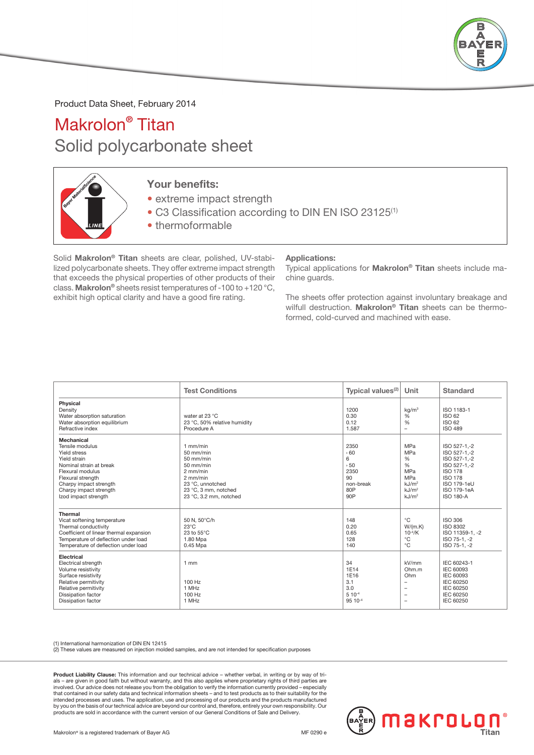Product Data Sheet, February 2014

# Makrolon® Titan

## Solid polycarbonate sheet

### Your benefits:

- extreme impact strength
- C3 Classification according to DIN EN ISO 23125[(1)]
- thermoformable

Solid **Makrolon® Titan** sheets are clear, polished, UV-stabilized polycarbonate sheets. They offer extreme impact strength that exceeds the physical properties of other products of their class. **Makrolon®** sheets resist temperatures of -100 to +120 °C, exhibit high optical clarity and have a good fire rating.

**Applications:**

Typical applications for **Makrolon® Titan** sheets include machine guards.

The sheets offer protection against involuntary breakage and wilfull destruction. **Makrolon® Titan** sheets can be thermoformed, cold-curved and machined with ease.

| | Test Conditions | Typical values[(2)] | Unit | Standard |
|---|---|---|---|---|
| **Physical** | | | | |
| Density | | 1200 | kg/m³ | ISO 1183-1 |
| Water absorption saturation | water at 23 °C | 0.30 | % | ISO 62 |
| Water absorption equilibrium | 23 °C, 50% relative humidity | 0.12 | % | ISO 62 |
| Refractive index | Procedure A | 1.587 | – | ISO 489 |
| **Mechanical** | | | | |
| Tensile modulus | 1 mm/min | 2350 | MPa | ISO 527-1,-2 |
| Yield stress | 50 mm/min | › 60 | MPa | ISO 527-1,-2 |
| Yield strain | 50 mm/min | 6 | % | ISO 527-1,-2 |
| Nominal strain at break | 50 mm/min | › 50 | % | ISO 527-1,-2 |
| Flexural modulus | 2 mm/min | 2350 | MPa | ISO 178 |
| Flexural strength | 2 mm/min | 90 | MPa | ISO 178 |
| Charpy impact strength | 23 °C, unnotched | non-break | kJ/m² | ISO 179-1eU |
| Charpy impact strength | 23 °C, 3 mm, notched | 80P | kJ/m² | ISO 179-1eA |
| Izod impact strength | 23 °C, 3.2 mm, notched | 90P | kJ/m² | ISO 180-A |
| **Thermal** | | | | |
| Vicat softening temperature | 50 N, 50°C/h | 148 | °C | ISO 306 |
| Thermal conductivity | 23°C | 0.20 | W/(m.K) | ISO 8302 |
| Coefficient of linear thermal expansion | 23 to 55°C | 0.65 | $10^{-4}$/K | ISO 11359-1, -2 |
| Temperature of deflection under load | 1.80 Mpa | 128 | °C | ISO 75-1, -2 |
| Temperature of deflection under load | 0.45 Mpa | 140 | °C | ISO 75-1, -2 |
| **Electrical** | | | | |
| Electrical strength | 1 mm | 34 | kV/mm | IEC 60243-1 |
| Volume resistivity | | 1E14 | Ohm.m | IEC 60093 |
| Surface resistivity | | 1E16 | Ohm | IEC 60093 |
| Relative permitivity | 100 Hz | 3.1 | – | IEC 60250 |
| Relative permitivity | 1 MHz | 3.0 | – | IEC 60250 |
| Dissipation factor | 100 Hz | $5 \cdot 10^{-4}$ | – | IEC 60250 |
| Dissipation factor | 1 MHz | $95 \cdot 10^{-4}$ | – | IEC 60250 |

(1) International harmonization of DIN EN 12415
(2) These values are measured on injection molded samples, and are not intended for specification purposes

**Product Liability Clause:** This information and our technical advice – whether verbal, in writing or by way of trials – are given in good faith but without warranty, and this also applies where proprietary rights of third parties are involved. Our advice does not release you from the obligation to verify the information currently provided – especially that contained in our safety data and technical information sheets – and to test products as to their suitability for the intended processes and uses. The application, use and processing of our products and the products manufactured by you on the basis of our technical advice are beyond our control and, therefore, entirely your own responsibility. Our products are sold in accordance with the current version of our General Conditions of Sale and Delivery.

Makrolon® is a registered trademark of Bayer AG

MF 0290 e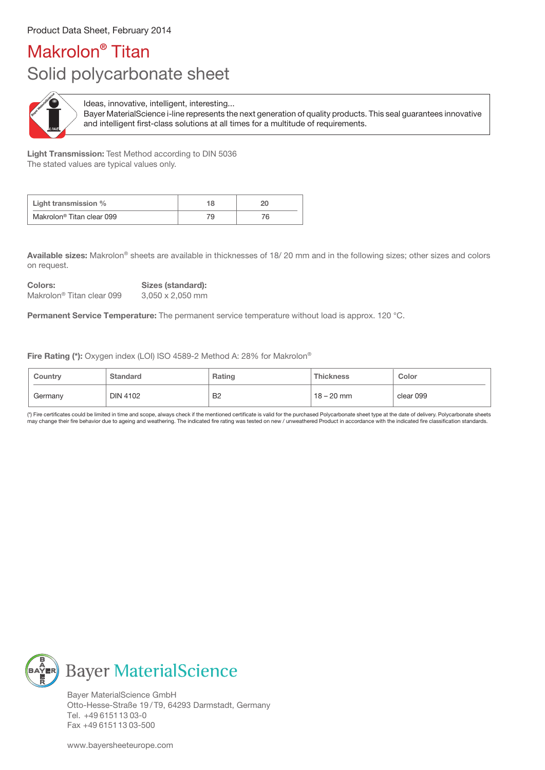Product Data Sheet, February 2014

# Makrolon® Titan

## Solid polycarbonate sheet

Ideas, innovative, intelligent, interesting...
Bayer MaterialScience i-line represents the next generation of quality products. This seal guarantees innovative and intelligent first-class solutions at all times for a multitude of requirements.

**Light Transmission:** Test Method according to DIN 5036
The stated values are typical values only.

| Light transmission % | 18 | 20 |
|---|---|---|
| Makrolon® Titan clear 099 | 79 | 76 |

**Available sizes:** Makrolon® sheets are available in thicknesses of 18/ 20 mm and in the following sizes; other sizes and colors on request.

**Colors:**
Makrolon® Titan clear 099

**Sizes (standard):**
3,050 x 2,050 mm

**Permanent Service Temperature:** The permanent service temperature without load is approx. 120 °C.

**Fire Rating (*):** Oxygen index (LOI) ISO 4589-2 Method A: 28% for Makrolon®

| Country | Standard | Rating | Thickness | Color |
|---|---|---|---|---|
| Germany | DIN 4102 | B2 | 18 – 20 mm | clear 099 |

(*) Fire certificates could be limited in time and scope, always check if the mentioned certificate is valid for the purchased Polycarbonate sheet type at the date of delivery. Polycarbonate sheets may change their fire behavior due to ageing and weathering. The indicated fire rating was tested on new / unweathered Product in accordance with the indicated fire classification standards.

Bayer MaterialScience

Bayer MaterialScience GmbH
Otto-Hesse-Straße 19 / T9, 64293 Darmstadt, Germany
Tel. +49 6151 13 03-0
Fax +49 6151 13 03-500

www.bayersheeteurope.com